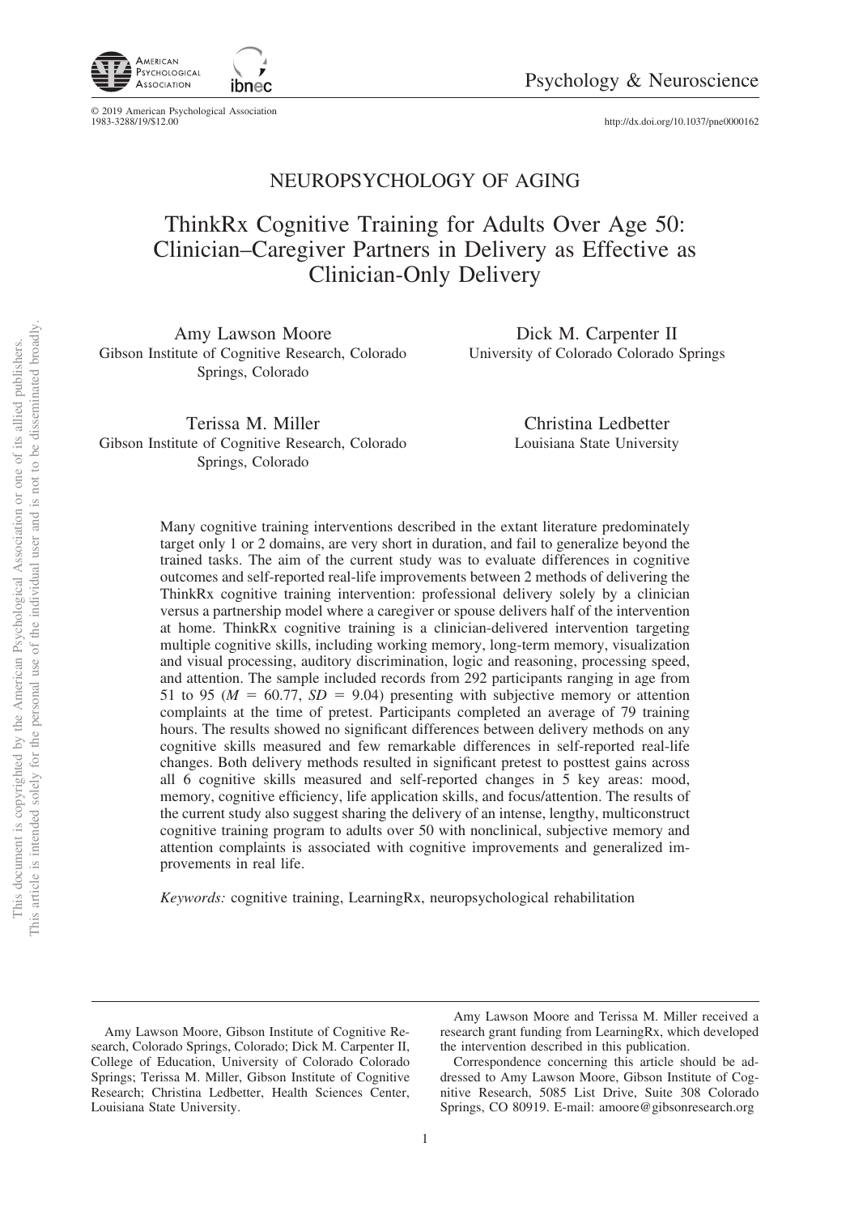NEUROPSYCHOLOGY OF AGING

# ThinkRx Cognitive Training for Adults Over Age 50: Clinician–Caregiver Partners in Delivery as Effective as Clinician-Only Delivery

Amy Lawson Moore
Gibson Institute of Cognitive Research, Colorado Springs, Colorado

Dick M. Carpenter II
University of Colorado Colorado Springs

Terissa M. Miller
Gibson Institute of Cognitive Research, Colorado Springs, Colorado

Christina Ledbetter
Louisiana State University

Many cognitive training interventions described in the extant literature predominately target only 1 or 2 domains, are very short in duration, and fail to generalize beyond the trained tasks. The aim of the current study was to evaluate differences in cognitive outcomes and self-reported real-life improvements between 2 methods of delivering the ThinkRx cognitive training intervention: professional delivery solely by a clinician versus a partnership model where a caregiver or spouse delivers half of the intervention at home. ThinkRx cognitive training is a clinician-delivered intervention targeting multiple cognitive skills, including working memory, long-term memory, visualization and visual processing, auditory discrimination, logic and reasoning, processing speed, and attention. The sample included records from 292 participants ranging in age from 51 to 95 ($M = 60.77$, $SD = 9.04$) presenting with subjective memory or attention complaints at the time of pretest. Participants completed an average of 79 training hours. The results showed no significant differences between delivery methods on any cognitive skills measured and few remarkable differences in self-reported real-life changes. Both delivery methods resulted in significant pretest to posttest gains across all 6 cognitive skills measured and self-reported changes in 5 key areas: mood, memory, cognitive efficiency, life application skills, and focus/attention. The results of the current study also suggest sharing the delivery of an intense, lengthy, multiconstruct cognitive training program to adults over 50 with nonclinical, subjective memory and attention complaints is associated with cognitive improvements and generalized improvements in real life.

*Keywords:* cognitive training, LearningRx, neuropsychological rehabilitation

Amy Lawson Moore, Gibson Institute of Cognitive Research, Colorado Springs, Colorado; Dick M. Carpenter II, College of Education, University of Colorado Colorado Springs; Terissa M. Miller, Gibson Institute of Cognitive Research; Christina Ledbetter, Health Sciences Center, Louisiana State University.

Amy Lawson Moore and Terissa M. Miller received a research grant funding from LearningRx, which developed the intervention described in this publication.

Correspondence concerning this article should be addressed to Amy Lawson Moore, Gibson Institute of Cognitive Research, 5085 List Drive, Suite 308 Colorado Springs, CO 80919. E-mail: amoore@gibsonresearch.org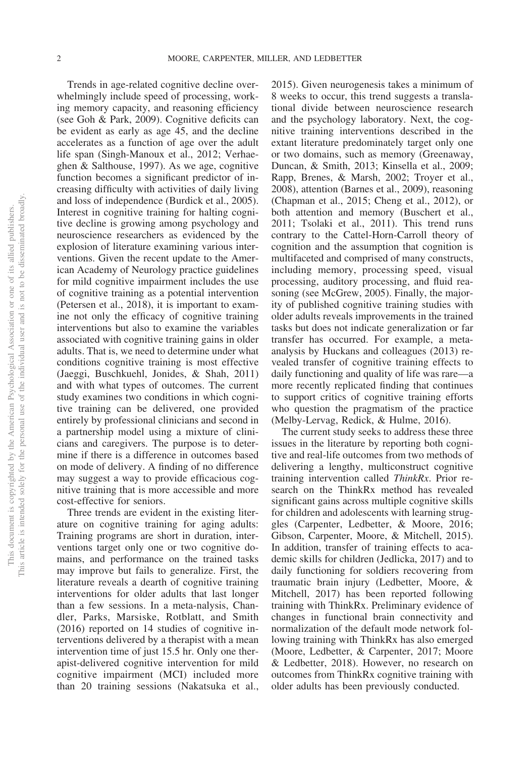Trends in age-related cognitive decline overwhelmingly include speed of processing, working memory capacity, and reasoning efficiency (see Goh & Park, 2009). Cognitive deficits can be evident as early as age 45, and the decline accelerates as a function of age over the adult life span (Singh-Manoux et al., 2012; Verhaeghen & Salthouse, 1997). As we age, cognitive function becomes a significant predictor of increasing difficulty with activities of daily living and loss of independence (Burdick et al., 2005). Interest in cognitive training for halting cognitive decline is growing among psychology and neuroscience researchers as evidenced by the explosion of literature examining various interventions. Given the recent update to the American Academy of Neurology practice guidelines for mild cognitive impairment includes the use of cognitive training as a potential intervention (Petersen et al., 2018), it is important to examine not only the efficacy of cognitive training interventions but also to examine the variables associated with cognitive training gains in older adults. That is, we need to determine under what conditions cognitive training is most effective (Jaeggi, Buschkuehl, Jonides, & Shah, 2011) and with what types of outcomes. The current study examines two conditions in which cognitive training can be delivered, one provided entirely by professional clinicians and second in a partnership model using a mixture of clinicians and caregivers. The purpose is to determine if there is a difference in outcomes based on mode of delivery. A finding of no difference may suggest a way to provide efficacious cognitive training that is more accessible and more cost-effective for seniors.

Three trends are evident in the existing literature on cognitive training for aging adults: Training programs are short in duration, interventions target only one or two cognitive domains, and performance on the trained tasks may improve but fails to generalize. First, the literature reveals a dearth of cognitive training interventions for older adults that last longer than a few sessions. In a meta-nalysis, Chandler, Parks, Marsiske, Rotblatt, and Smith (2016) reported on 14 studies of cognitive interventions delivered by a therapist with a mean intervention time of just 15.5 hr. Only one therapist-delivered cognitive intervention for mild cognitive impairment (MCI) included more than 20 training sessions (Nakatsuka et al., 2015). Given neurogenesis takes a minimum of 8 weeks to occur, this trend suggests a translational divide between neuroscience research and the psychology laboratory. Next, the cognitive training interventions described in the extant literature predominately target only one or two domains, such as memory (Greenaway, Duncan, & Smith, 2013; Kinsella et al., 2009; Rapp, Brenes, & Marsh, 2002; Troyer et al., 2008), attention (Barnes et al., 2009), reasoning (Chapman et al., 2015; Cheng et al., 2012), or both attention and memory (Buschert et al., 2011; Tsolaki et al., 2011). This trend runs contrary to the Cattel-Horn-Carroll theory of cognition and the assumption that cognition is multifaceted and comprised of many constructs, including memory, processing speed, visual processing, auditory processing, and fluid reasoning (see McGrew, 2005). Finally, the majority of published cognitive training studies with older adults reveals improvements in the trained tasks but does not indicate generalization or far transfer has occurred. For example, a meta-analysis by Huckans and colleagues (2013) revealed transfer of cognitive training effects to daily functioning and quality of life was rare—a more recently replicated finding that continues to support critics of cognitive training efforts who question the pragmatism of the practice (Melby-Lervag, Redick, & Hulme, 2016).

The current study seeks to address these three issues in the literature by reporting both cognitive and real-life outcomes from two methods of delivering a lengthy, multiconstruct cognitive training intervention called *ThinkRx*. Prior research on the ThinkRx method has revealed significant gains across multiple cognitive skills for children and adolescents with learning struggles (Carpenter, Ledbetter, & Moore, 2016; Gibson, Carpenter, Moore, & Mitchell, 2015). In addition, transfer of training effects to academic skills for children (Jedlicka, 2017) and to daily functioning for soldiers recovering from traumatic brain injury (Ledbetter, Moore, & Mitchell, 2017) has been reported following training with ThinkRx. Preliminary evidence of changes in functional brain connectivity and normalization of the default mode network following training with ThinkRx has also emerged (Moore, Ledbetter, & Carpenter, 2017; Moore & Ledbetter, 2018). However, no research on outcomes from ThinkRx cognitive training with older adults has been previously conducted.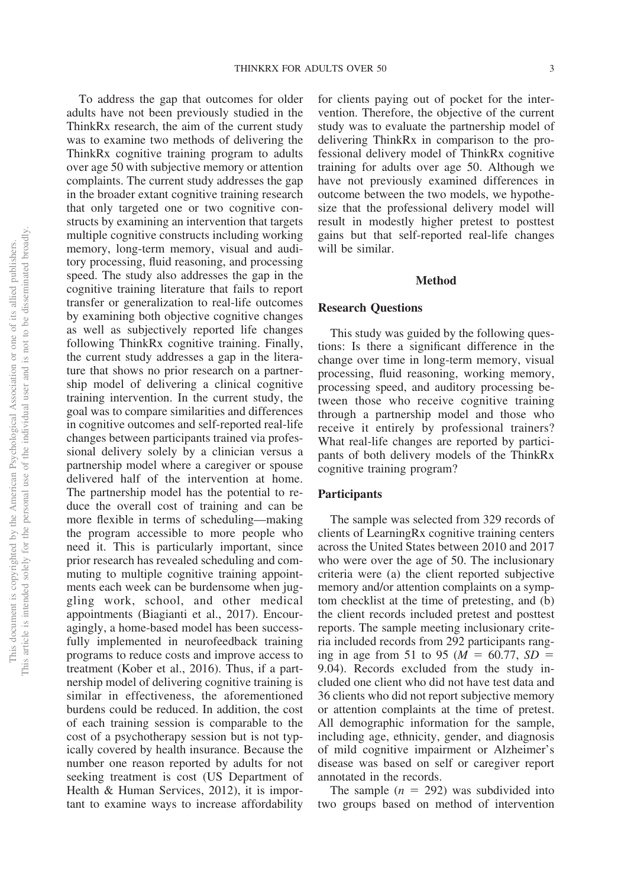To address the gap that outcomes for older adults have not been previously studied in the ThinkRx research, the aim of the current study was to examine two methods of delivering the ThinkRx cognitive training program to adults over age 50 with subjective memory or attention complaints. The current study addresses the gap in the broader extant cognitive training research that only targeted one or two cognitive constructs by examining an intervention that targets multiple cognitive constructs including working memory, long-term memory, visual and auditory processing, fluid reasoning, and processing speed. The study also addresses the gap in the cognitive training literature that fails to report transfer or generalization to real-life outcomes by examining both objective cognitive changes as well as subjectively reported life changes following ThinkRx cognitive training. Finally, the current study addresses a gap in the literature that shows no prior research on a partnership model of delivering a clinical cognitive training intervention. In the current study, the goal was to compare similarities and differences in cognitive outcomes and self-reported real-life changes between participants trained via professional delivery solely by a clinician versus a partnership model where a caregiver or spouse delivered half of the intervention at home. The partnership model has the potential to reduce the overall cost of training and can be more flexible in terms of scheduling—making the program accessible to more people who need it. This is particularly important, since prior research has revealed scheduling and commuting to multiple cognitive training appointments each week can be burdensome when juggling work, school, and other medical appointments (Biagianti et al., 2017). Encouragingly, a home-based model has been successfully implemented in neurofeedback training programs to reduce costs and improve access to treatment (Kober et al., 2016). Thus, if a partnership model of delivering cognitive training is similar in effectiveness, the aforementioned burdens could be reduced. In addition, the cost of each training session is comparable to the cost of a psychotherapy session but is not typically covered by health insurance. Because the number one reason reported by adults for not seeking treatment is cost (US Department of Health & Human Services, 2012), it is important to examine ways to increase affordability for clients paying out of pocket for the intervention. Therefore, the objective of the current study was to evaluate the partnership model of delivering ThinkRx in comparison to the professional delivery model of ThinkRx cognitive training for adults over age 50. Although we have not previously examined differences in outcome between the two models, we hypothesize that the professional delivery model will result in modestly higher pretest to posttest gains but that self-reported real-life changes will be similar.

## Method

### Research Questions

This study was guided by the following questions: Is there a significant difference in the change over time in long-term memory, visual processing, fluid reasoning, working memory, processing speed, and auditory processing between those who receive cognitive training through a partnership model and those who receive it entirely by professional trainers? What real-life changes are reported by participants of both delivery models of the ThinkRx cognitive training program?

### Participants

The sample was selected from 329 records of clients of LearningRx cognitive training centers across the United States between 2010 and 2017 who were over the age of 50. The inclusionary criteria were (a) the client reported subjective memory and/or attention complaints on a symptom checklist at the time of pretesting, and (b) the client records included pretest and posttest reports. The sample meeting inclusionary criteria included records from 292 participants ranging in age from 51 to 95 ($M$ = 60.77, $SD$ = 9.04). Records excluded from the study included one client who did not have test data and 36 clients who did not report subjective memory or attention complaints at the time of pretest. All demographic information for the sample, including age, ethnicity, gender, and diagnosis of mild cognitive impairment or Alzheimer's disease was based on self or caregiver report annotated in the records.

The sample ($n$ = 292) was subdivided into two groups based on method of intervention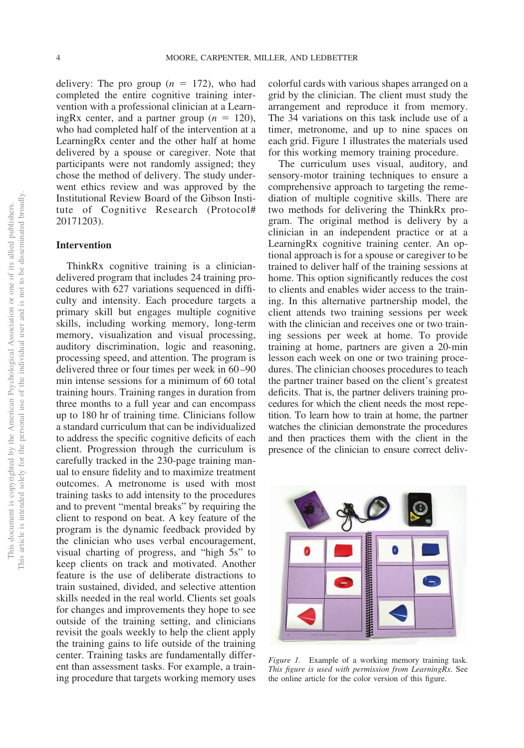delivery: The pro group ($n$ = 172), who had completed the entire cognitive training intervention with a professional clinician at a LearningRx center, and a partner group ($n$ = 120), who had completed half of the intervention at a LearningRx center and the other half at home delivered by a spouse or caregiver. Note that participants were not randomly assigned; they chose the method of delivery. The study underwent ethics review and was approved by the Institutional Review Board of the Gibson Institute of Cognitive Research (Protocol# 20171203).

## Intervention

ThinkRx cognitive training is a clinician-delivered program that includes 24 training procedures with 627 variations sequenced in difficulty and intensity. Each procedure targets a primary skill but engages multiple cognitive skills, including working memory, long-term memory, visualization and visual processing, auditory discrimination, logic and reasoning, processing speed, and attention. The program is delivered three or four times per week in 60–90 min intense sessions for a minimum of 60 total training hours. Training ranges in duration from three months to a full year and can encompass up to 180 hr of training time. Clinicians follow a standard curriculum that can be individualized to address the specific cognitive deficits of each client. Progression through the curriculum is carefully tracked in the 230-page training manual to ensure fidelity and to maximize treatment outcomes. A metronome is used with most training tasks to add intensity to the procedures and to prevent "mental breaks" by requiring the client to respond on beat. A key feature of the program is the dynamic feedback provided by the clinician who uses verbal encouragement, visual charting of progress, and "high 5s" to keep clients on track and motivated. Another feature is the use of deliberate distractions to train sustained, divided, and selective attention skills needed in the real world. Clients set goals for changes and improvements they hope to see outside of the training setting, and clinicians revisit the goals weekly to help the client apply the training gains to life outside of the training center. Training tasks are fundamentally different than assessment tasks. For example, a training procedure that targets working memory uses colorful cards with various shapes arranged on a grid by the clinician. The client must study the arrangement and reproduce it from memory. The 34 variations on this task include use of a timer, metronome, and up to nine spaces on each grid. Figure 1 illustrates the materials used for this working memory training procedure.

The curriculum uses visual, auditory, and sensory-motor training techniques to ensure a comprehensive approach to targeting the remediation of multiple cognitive skills. There are two methods for delivering the ThinkRx program. The original method is delivery by a clinician in an independent practice or at a LearningRx cognitive training center. An optional approach is for a spouse or caregiver to be trained to deliver half of the training sessions at home. This option significantly reduces the cost to clients and enables wider access to the training. In this alternative partnership model, the client attends two training sessions per week with the clinician and receives one or two training sessions per week at home. To provide training at home, partners are given a 20-min lesson each week on one or two training procedures. The clinician chooses procedures to teach the partner trainer based on the client's greatest deficits. That is, the partner delivers training procedures for which the client needs the most repetition. To learn how to train at home, the partner watches the clinician demonstrate the procedures and then practices them with the client in the presence of the clinician to ensure correct deliv-

*Figure 1.* Example of a working memory training task. *This figure is used with permission from LearningRx.* See the online article for the color version of this figure.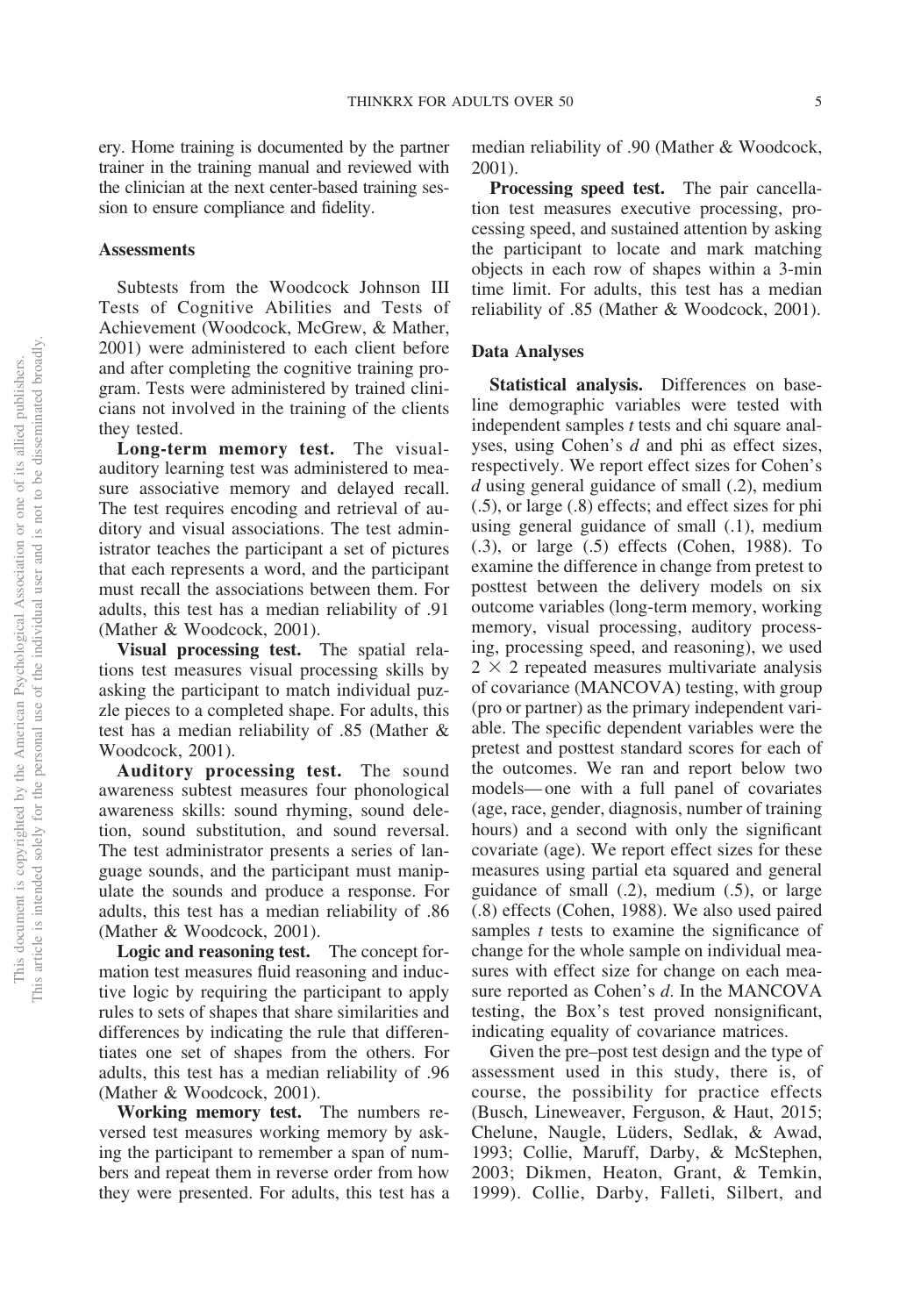ery. Home training is documented by the partner trainer in the training manual and reviewed with the clinician at the next center-based training session to ensure compliance and fidelity.

### Assessments

Subtests from the Woodcock Johnson III Tests of Cognitive Abilities and Tests of Achievement (Woodcock, McGrew, & Mather, 2001) were administered to each client before and after completing the cognitive training program. Tests were administered by trained clinicians not involved in the training of the clients they tested.

**Long-term memory test.** The visual-auditory learning test was administered to measure associative memory and delayed recall. The test requires encoding and retrieval of auditory and visual associations. The test administrator teaches the participant a set of pictures that each represents a word, and the participant must recall the associations between them. For adults, this test has a median reliability of .91 (Mather & Woodcock, 2001).

**Visual processing test.** The spatial relations test measures visual processing skills by asking the participant to match individual puzzle pieces to a completed shape. For adults, this test has a median reliability of .85 (Mather & Woodcock, 2001).

**Auditory processing test.** The sound awareness subtest measures four phonological awareness skills: sound rhyming, sound deletion, sound substitution, and sound reversal. The test administrator presents a series of language sounds, and the participant must manipulate the sounds and produce a response. For adults, this test has a median reliability of .86 (Mather & Woodcock, 2001).

**Logic and reasoning test.** The concept formation test measures fluid reasoning and inductive logic by requiring the participant to apply rules to sets of shapes that share similarities and differences by indicating the rule that differentiates one set of shapes from the others. For adults, this test has a median reliability of .96 (Mather & Woodcock, 2001).

**Working memory test.** The numbers reversed test measures working memory by asking the participant to remember a span of numbers and repeat them in reverse order from how they were presented. For adults, this test has a median reliability of .90 (Mather & Woodcock, 2001).

**Processing speed test.** The pair cancellation test measures executive processing, processing speed, and sustained attention by asking the participant to locate and mark matching objects in each row of shapes within a 3-min time limit. For adults, this test has a median reliability of .85 (Mather & Woodcock, 2001).

### Data Analyses

**Statistical analysis.** Differences on baseline demographic variables were tested with independent samples *t* tests and chi square analyses, using Cohen's *d* and phi as effect sizes, respectively. We report effect sizes for Cohen's *d* using general guidance of small (.2), medium (.5), or large (.8) effects; and effect sizes for phi using general guidance of small (.1), medium (.3), or large (.5) effects (Cohen, 1988). To examine the difference in change from pretest to posttest between the delivery models on six outcome variables (long-term memory, working memory, visual processing, auditory processing, processing speed, and reasoning), we used $2 \times 2$ repeated measures multivariate analysis of covariance (MANCOVA) testing, with group (pro or partner) as the primary independent variable. The specific dependent variables were the pretest and posttest standard scores for each of the outcomes. We ran and report below two models—one with a full panel of covariates (age, race, gender, diagnosis, number of training hours) and a second with only the significant covariate (age). We report effect sizes for these measures using partial eta squared and general guidance of small (.2), medium (.5), or large (.8) effects (Cohen, 1988). We also used paired samples *t* tests to examine the significance of change for the whole sample on individual measures with effect size for change on each measure reported as Cohen's *d*. In the MANCOVA testing, the Box's test proved nonsignificant, indicating equality of covariance matrices.

Given the pre–post test design and the type of assessment used in this study, there is, of course, the possibility for practice effects (Busch, Lineweaver, Ferguson, & Haut, 2015; Chelune, Naugle, Lüders, Sedlak, & Awad, 1993; Collie, Maruff, Darby, & McStephen, 2003; Dikmen, Heaton, Grant, & Temkin, 1999). Collie, Darby, Falleti, Silbert, and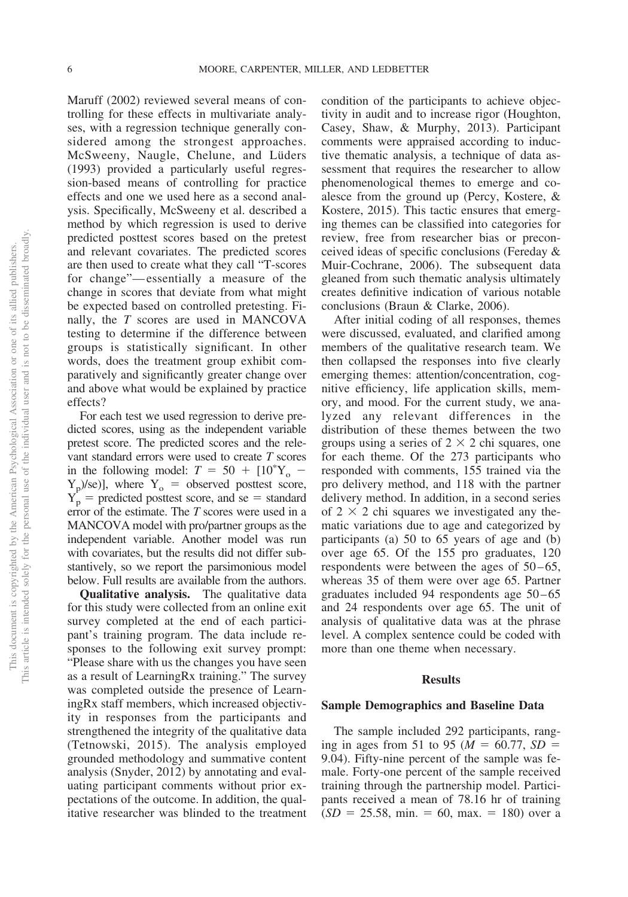Maruff (2002) reviewed several means of controlling for these effects in multivariate analyses, with a regression technique generally considered among the strongest approaches. McSweeny, Naugle, Chelune, and Lüders (1993) provided a particularly useful regression-based means of controlling for practice effects and one we used here as a second analysis. Specifically, McSweeny et al. described a method by which regression is used to derive predicted posttest scores based on the pretest and relevant covariates. The predicted scores are then used to create what they call "T-scores for change"—essentially a measure of the change in scores that deviate from what might be expected based on controlled pretesting. Finally, the *T* scores are used in MANCOVA testing to determine if the difference between groups is statistically significant. In other words, does the treatment group exhibit comparatively and significantly greater change over and above what would be explained by practice effects?

For each test we used regression to derive predicted scores, using as the independent variable pretest score. The predicted scores and the relevant standard errors were used to create *T* scores in the following model: $T = 50 + [10^{*}Y_o - Y_p)/se)]$, where $Y_o$ = observed posttest score, $Y_p$ = predicted posttest score, and se = standard error of the estimate. The *T* scores were used in a MANCOVA model with pro/partner groups as the independent variable. Another model was run with covariates, but the results did not differ substantively, so we report the parsimonious model below. Full results are available from the authors.

**Qualitative analysis.** The qualitative data for this study were collected from an online exit survey completed at the end of each participant's training program. The data include responses to the following exit survey prompt: "Please share with us the changes you have seen as a result of LearningRx training." The survey was completed outside the presence of LearningRx staff members, which increased objectivity in responses from the participants and strengthened the integrity of the qualitative data (Tetnowski, 2015). The analysis employed grounded methodology and summative content analysis (Snyder, 2012) by annotating and evaluating participant comments without prior expectations of the outcome. In addition, the qualitative researcher was blinded to the treatment condition of the participants to achieve objectivity in audit and to increase rigor (Houghton, Casey, Shaw, & Murphy, 2013). Participant comments were appraised according to inductive thematic analysis, a technique of data assessment that requires the researcher to allow phenomenological themes to emerge and coalesce from the ground up (Percy, Kostere, & Kostere, 2015). This tactic ensures that emerging themes can be classified into categories for review, free from researcher bias or preconceived ideas of specific conclusions (Fereday & Muir-Cochrane, 2006). The subsequent data gleaned from such thematic analysis ultimately creates definitive indication of various notable conclusions (Braun & Clarke, 2006).

After initial coding of all responses, themes were discussed, evaluated, and clarified among members of the qualitative research team. We then collapsed the responses into five clearly emerging themes: attention/concentration, cognitive efficiency, life application skills, memory, and mood. For the current study, we analyzed any relevant differences in the distribution of these themes between the two groups using a series of $2 \times 2$ chi squares, one for each theme. Of the 273 participants who responded with comments, 155 trained via the pro delivery method, and 118 with the partner delivery method. In addition, in a second series of $2 \times 2$ chi squares we investigated any thematic variations due to age and categorized by participants (a) 50 to 65 years of age and (b) over age 65. Of the 155 pro graduates, 120 respondents were between the ages of 50–65, whereas 35 of them were over age 65. Partner graduates included 94 respondents age 50–65 and 24 respondents over age 65. The unit of analysis of qualitative data was at the phrase level. A complex sentence could be coded with more than one theme when necessary.

## Results

### Sample Demographics and Baseline Data

The sample included 292 participants, ranging in ages from 51 to 95 ($M = 60.77$, $SD = 9.04$). Fifty-nine percent of the sample was female. Forty-one percent of the sample received training through the partnership model. Participants received a mean of 78.16 hr of training ($SD = 25.58$, min. = 60, max. = 180) over a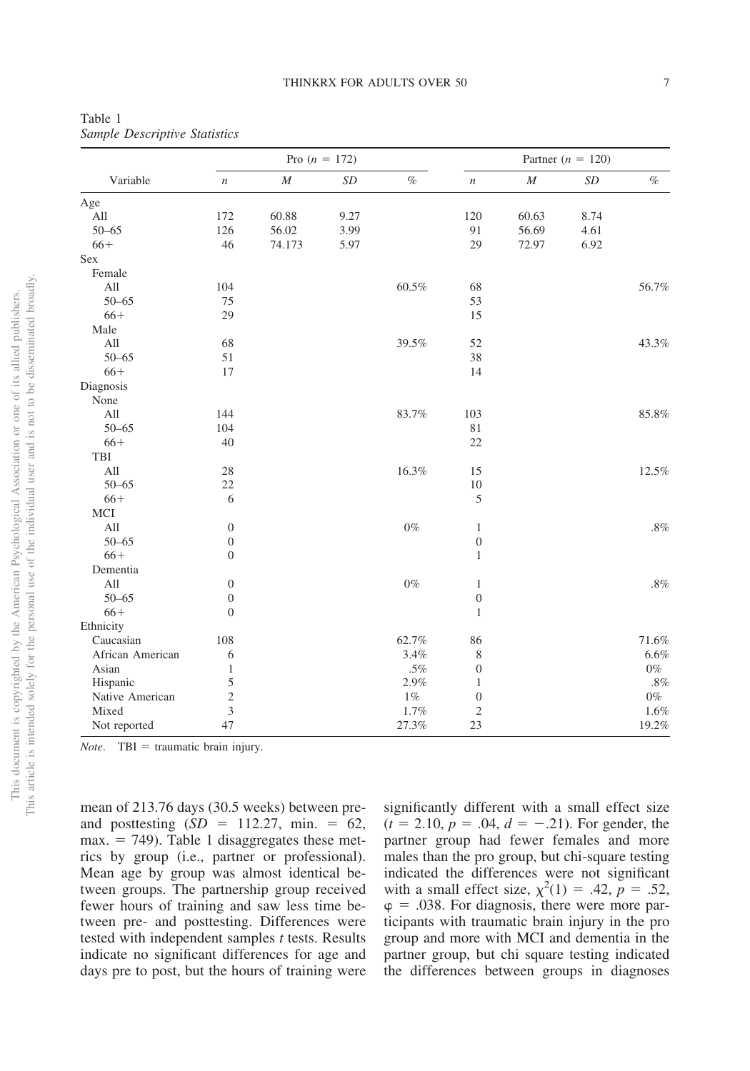Table 1
*Sample Descriptive Statistics*

| Variable | Pro ($n$ = 172) | | | | Partner ($n$ = 120) | | | |
|---|---|---|---|---|---|---|---|---|
| | $n$ | $M$ | $SD$ | % | $n$ | $M$ | $SD$ | % |
| Age | | | | | | | | |
| All | 172 | 60.88 | 9.27 | | 120 | 60.63 | 8.74 | |
| 50–65 | 126 | 56.02 | 3.99 | | 91 | 56.69 | 4.61 | |
| 66+ | 46 | 74.173 | 5.97 | | 29 | 72.97 | 6.92 | |
| Sex | | | | | | | | |
| Female | | | | | | | | |
| All | 104 | | | 60.5% | 68 | | | 56.7% |
| 50–65 | 75 | | | | 53 | | | |
| 66+ | 29 | | | | 15 | | | |
| Male | | | | | | | | |
| All | 68 | | | 39.5% | 52 | | | 43.3% |
| 50–65 | 51 | | | | 38 | | | |
| 66+ | 17 | | | | 14 | | | |
| Diagnosis | | | | | | | | |
| None | | | | | | | | |
| All | 144 | | | 83.7% | 103 | | | 85.8% |
| 50–65 | 104 | | | | 81 | | | |
| 66+ | 40 | | | | 22 | | | |
| TBI | | | | | | | | |
| All | 28 | | | 16.3% | 15 | | | 12.5% |
| 50–65 | 22 | | | | 10 | | | |
| 66+ | 6 | | | | 5 | | | |
| MCI | | | | | | | | |
| All | 0 | | | 0% | 1 | | | .8% |
| 50–65 | 0 | | | | 0 | | | |
| 66+ | 0 | | | | 1 | | | |
| Dementia | | | | | | | | |
| All | 0 | | | 0% | 1 | | | .8% |
| 50–65 | 0 | | | | 0 | | | |
| 66+ | 0 | | | | 1 | | | |
| Ethnicity | | | | | | | | |
| Caucasian | 108 | | | 62.7% | 86 | | | 71.6% |
| African American | 6 | | | 3.4% | 8 | | | 6.6% |
| Asian | 1 | | | .5% | 0 | | | 0% |
| Hispanic | 5 | | | 2.9% | 1 | | | .8% |
| Native American | 2 | | | 1% | 0 | | | 0% |
| Mixed | 3 | | | 1.7% | 2 | | | 1.6% |
| Not reported | 47 | | | 27.3% | 23 | | | 19.2% |

*Note*. TBI = traumatic brain injury.

mean of 213.76 days (30.5 weeks) between pre- and posttesting ($SD$ = 112.27, min. = 62, max. = 749). Table 1 disaggregates these metrics by group (i.e., partner or professional). Mean age by group was almost identical between groups. The partnership group received fewer hours of training and saw less time between pre- and posttesting. Differences were tested with independent samples $t$ tests. Results indicate no significant differences for age and days pre to post, but the hours of training were significantly different with a small effect size ($t = 2.10$, $p = .04$, $d = -.21$). For gender, the partner group had fewer females and more males than the pro group, but chi-square testing indicated the differences were not significant with a small effect size, $\chi^2(1) = .42$, $p = .52$, $\varphi = .038$. For diagnosis, there were more participants with traumatic brain injury in the pro group and more with MCI and dementia in the partner group, but chi square testing indicated the differences between groups in diagnoses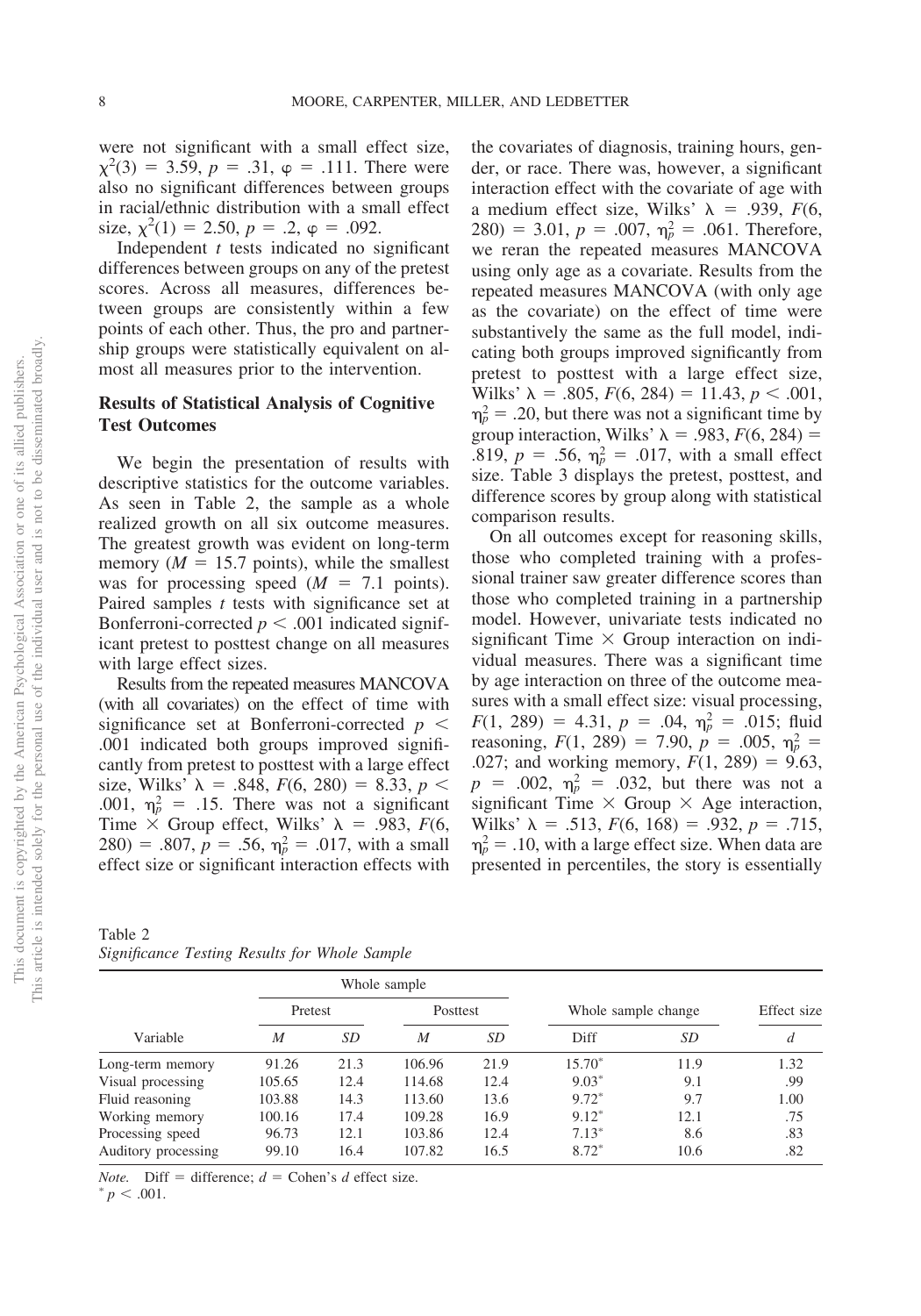were not significant with a small effect size, $\chi^2(3) = 3.59$, $p = .31$, $\varphi = .111$. There were also no significant differences between groups in racial/ethnic distribution with a small effect size, $\chi^2(1) = 2.50$, $p = .2$, $\varphi = .092$.

Independent *t* tests indicated no significant differences between groups on any of the pretest scores. Across all measures, differences between groups are consistently within a few points of each other. Thus, the pro and partnership groups were statistically equivalent on almost all measures prior to the intervention.

### Results of Statistical Analysis of Cognitive Test Outcomes

We begin the presentation of results with descriptive statistics for the outcome variables. As seen in Table 2, the sample as a whole realized growth on all six outcome measures. The greatest growth was evident on long-term memory ($M = 15.7$ points), while the smallest was for processing speed ($M = 7.1$ points). Paired samples *t* tests with significance set at Bonferroni-corrected $p < .001$ indicated significant pretest to posttest change on all measures with large effect sizes.

Results from the repeated measures MANCOVA (with all covariates) on the effect of time with significance set at Bonferroni-corrected $p < .001$ indicated both groups improved significantly from pretest to posttest with a large effect size, Wilks' $\lambda = .848$, $F(6, 280) = 8.33$, $p < .001$, $\eta_p^2 = .15$. There was not a significant Time $\times$ Group effect, Wilks' $\lambda = .983$, $F(6, 280) = .807$, $p = .56$, $\eta_p^2 = .017$, with a small effect size or significant interaction effects with the covariates of diagnosis, training hours, gender, or race. There was, however, a significant interaction effect with the covariate of age with a medium effect size, Wilks' $\lambda = .939$, $F(6, 280) = 3.01$, $p = .007$, $\eta_p^2 = .061$. Therefore, we reran the repeated measures MANCOVA using only age as a covariate. Results from the repeated measures MANCOVA (with only age as the covariate) on the effect of time were substantively the same as the full model, indicating both groups improved significantly from pretest to posttest with a large effect size, Wilks' $\lambda = .805$, $F(6, 284) = 11.43$, $p < .001$, $\eta_p^2 = .20$, but there was not a significant time by group interaction, Wilks' $\lambda = .983$, $F(6, 284) = .819$, $p = .56$, $\eta_p^2 = .017$, with a small effect size. Table 3 displays the pretest, posttest, and difference scores by group along with statistical comparison results.

On all outcomes except for reasoning skills, those who completed training with a professional trainer saw greater difference scores than those who completed training in a partnership model. However, univariate tests indicated no significant Time $\times$ Group interaction on individual measures. There was a significant time by age interaction on three of the outcome measures with a small effect size: visual processing, $F(1, 289) = 4.31$, $p = .04$, $\eta_p^2 = .015$; fluid reasoning, $F(1, 289) = 7.90$, $p = .005$, $\eta_p^2 = .027$; and working memory, $F(1, 289) = 9.63$, $p = .002$, $\eta_p^2 = .032$, but there was not a significant Time $\times$ Group $\times$ Age interaction, Wilks' $\lambda = .513$, $F(6, 168) = .932$, $p = .715$, $\eta_p^2 = .10$, with a large effect size. When data are presented in percentiles, the story is essentially

Table 2
*Significance Testing Results for Whole Sample*

| | Whole sample | | | | | | |
|---|---|---|---|---|---|---|---|
| | Pretest | | Posttest | | Whole sample change | | Effect size |
| Variable | *M* | *SD* | *M* | *SD* | Diff | *SD* | *d* |
| Long-term memory | 91.26 | 21.3 | 106.96 | 21.9 | 15.70* | 11.9 | 1.32 |
| Visual processing | 105.65 | 12.4 | 114.68 | 12.4 | 9.03* | 9.1 | .99 |
| Fluid reasoning | 103.88 | 14.3 | 113.60 | 13.6 | 9.72* | 9.7 | 1.00 |
| Working memory | 100.16 | 17.4 | 109.28 | 16.9 | 9.12* | 12.1 | .75 |
| Processing speed | 96.73 | 12.1 | 103.86 | 12.4 | 7.13* | 8.6 | .83 |
| Auditory processing | 99.10 | 16.4 | 107.82 | 16.5 | 8.72* | 10.6 | .82 |

*Note.* Diff = difference; *d* = Cohen's *d* effect size.
* $p < .001$.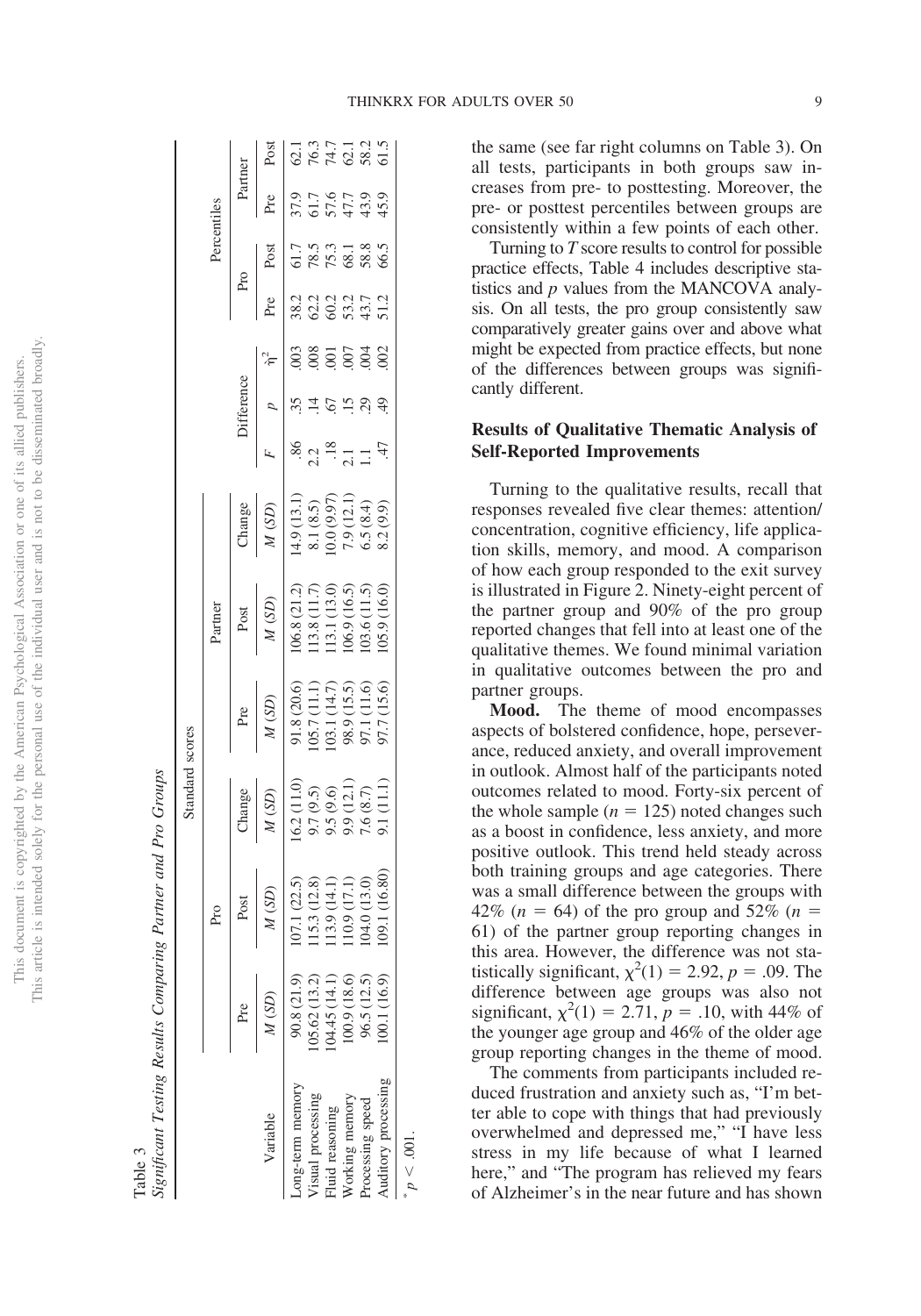Table 3
*Significant Testing Results Comparing Partner and Pro Groups*

| | Standard scores | | | | | | | | | Percentiles | | | |
|---|---|---|---|---|---|---|---|---|---|---|---|---|---|
| | Pro | | | Partner | | | Difference | | | Pro | | Partner | |
| Variable | Pre *M* (*SD*) | Post *M* (*SD*) | Change *M* (*SD*) | Pre *M* (*SD*) | Post *M* (*SD*) | Change *M* (*SD*) | *F* | *p* | $\hat{\eta}^2$ | Pre | Post | Pre | Post |
| Long-term memory | 90.8 (21.9) | 107.1 (22.5) | 16.2 (11.0) | 91.8 (20.6) | 106.8 (21.2) | 14.9 (13.1) | .86 | .35 | .003 | 38.2 | 61.7 | 37.9 | 62.1 |
| Visual processing | 105.62 (13.2) | 115.3 (12.8) | 9.7 (9.5) | 105.7 (11.1) | 113.8 (11.7) | 8.1 (8.5) | 2.2 | .14 | .008 | 62.2 | 78.5 | 61.7 | 76.3 |
| Fluid reasoning | 104.45 (14.1) | 113.9 (14.1) | 9.5 (9.6) | 103.1 (14.7) | 113.1 (13.0) | 10.0 (9.97) | .18 | .67 | .001 | 60.2 | 75.3 | 57.6 | 74.7 |
| Working memory | 100.9 (18.6) | 110.9 (17.1) | 9.9 (12.1) | 98.9 (15.5) | 106.9 (16.5) | 7.9 (12.1) | 2.1 | .15 | .007 | 53.2 | 68.1 | 47.7 | 62.1 |
| Processing speed | 96.5 (12.5) | 104.0 (13.0) | 7.6 (8.7) | 97.1 (11.6) | 103.6 (11.5) | 6.5 (8.4) | 1.1 | .29 | .004 | 43.7 | 58.8 | 43.9 | 58.2 |
| Auditory processing | 100.1 (16.9) | 109.1 (16.80) | 9.1 (11.1) | 97.7 (15.6) | 105.9 (16.0) | 8.2 (9.9) | .47 | .49 | .002 | 51.2 | 66.5 | 45.9 | 61.5 |

$^*$ $p < .001$.

the same (see far right columns on Table 3). On all tests, participants in both groups saw increases from pre- to posttesting. Moreover, the pre- or posttest percentiles between groups are consistently within a few points of each other.

Turning to *T* score results to control for possible practice effects, Table 4 includes descriptive statistics and *p* values from the MANCOVA analysis. On all tests, the pro group consistently saw comparatively greater gains over and above what might be expected from practice effects, but none of the differences between groups was significantly different.

## Results of Qualitative Thematic Analysis of Self-Reported Improvements

Turning to the qualitative results, recall that responses revealed five clear themes: attention/concentration, cognitive efficiency, life application skills, memory, and mood. A comparison of how each group responded to the exit survey is illustrated in Figure 2. Ninety-eight percent of the partner group and 90% of the pro group reported changes that fell into at least one of the qualitative themes. We found minimal variation in qualitative outcomes between the pro and partner groups.

**Mood.** The theme of mood encompasses aspects of bolstered confidence, hope, perseverance, reduced anxiety, and overall improvement in outlook. Almost half of the participants noted outcomes related to mood. Forty-six percent of the whole sample ($n = 125$) noted changes such as a boost in confidence, less anxiety, and more positive outlook. This trend held steady across both training groups and age categories. There was a small difference between the groups with 42% ($n = 64$) of the pro group and 52% ($n = 61$) of the partner group reporting changes in this area. However, the difference was not statistically significant, $\chi^2(1) = 2.92$, $p = .09$. The difference between age groups was also not significant, $\chi^2(1) = 2.71$, $p = .10$, with 44% of the younger age group and 46% of the older age group reporting changes in the theme of mood.

The comments from participants included reduced frustration and anxiety such as, "I'm better able to cope with things that had previously overwhelmed and depressed me," "I have less stress in my life because of what I learned here," and "The program has relieved my fears of Alzheimer's in the near future and has shown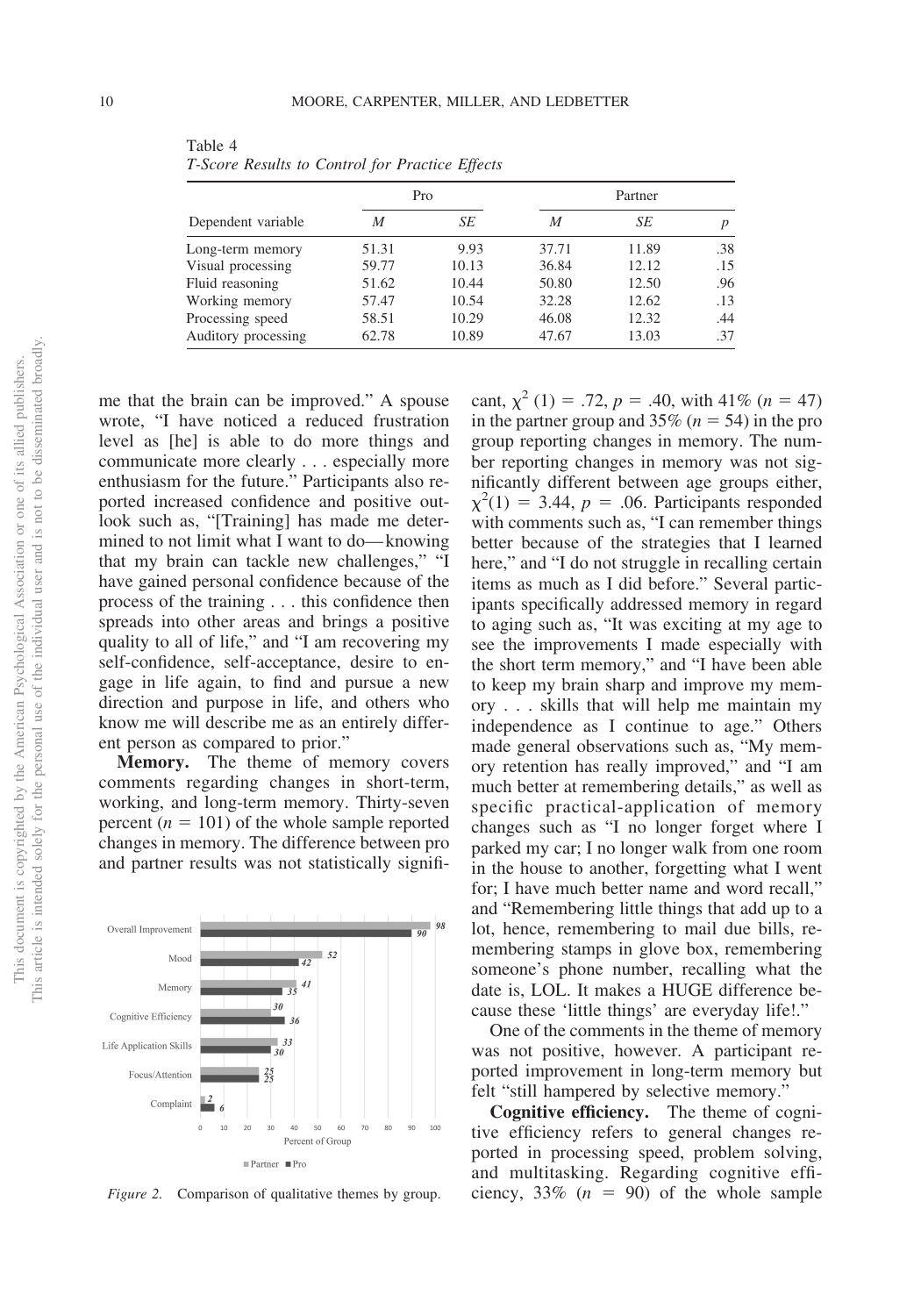Table 4
*T-Score Results to Control for Practice Effects*

| Dependent variable | Pro | | Partner | | |
|---|---|---|---|---|---|
| | *M* | *SE* | *M* | *SE* | *p* |
| Long-term memory | 51.31 | 9.93 | 37.71 | 11.89 | .38 |
| Visual processing | 59.77 | 10.13 | 36.84 | 12.12 | .15 |
| Fluid reasoning | 51.62 | 10.44 | 50.80 | 12.50 | .96 |
| Working memory | 57.47 | 10.54 | 32.28 | 12.62 | .13 |
| Processing speed | 58.51 | 10.29 | 46.08 | 12.32 | .44 |
| Auditory processing | 62.78 | 10.89 | 47.67 | 13.03 | .37 |

me that the brain can be improved." A spouse wrote, "I have noticed a reduced frustration level as [he] is able to do more things and communicate more clearly . . . especially more enthusiasm for the future." Participants also reported increased confidence and positive outlook such as, "[Training] has made me determined to not limit what I want to do—knowing that my brain can tackle new challenges," "I have gained personal confidence because of the process of the training . . . this confidence then spreads into other areas and brings a positive quality to all of life," and "I am recovering my self-confidence, self-acceptance, desire to engage in life again, to find and pursue a new direction and purpose in life, and others who know me will describe me as an entirely different person as compared to prior."

**Memory.** The theme of memory covers comments regarding changes in short-term, working, and long-term memory. Thirty-seven percent ($n$ = 101) of the whole sample reported changes in memory. The difference between pro and partner results was not statistically significant, $\chi^2$ (1) = .72, $p$ = .40, with 41% ($n$ = 47) in the partner group and 35% ($n$ = 54) in the pro group reporting changes in memory. The number reporting changes in memory was not significantly different between age groups either, $\chi^2(1)$ = 3.44, $p$ = .06. Participants responded with comments such as, "I can remember things better because of the strategies that I learned here," and "I do not struggle in recalling certain items as much as I did before." Several participants specifically addressed memory in regard to aging such as, "It was exciting at my age to see the improvements I made especially with the short term memory," and "I have been able to keep my brain sharp and improve my memory . . . skills that will help me maintain my independence as I continue to age." Others made general observations such as, "My memory retention has really improved," and "I am much better at remembering details," as well as specific practical-application of memory changes such as "I no longer forget where I parked my car; I no longer walk from one room in the house to another, forgetting what I went for; I have much better name and word recall," and "Remembering little things that add up to a lot, hence, remembering to mail due bills, remembering stamps in glove box, remembering someone's phone number, recalling what the date is, LOL. It makes a HUGE difference because these 'little things' are everyday life!."

Overall Improvement 98 90
Mood 52 42
Memory 41 35
Cognitive Efficiency 30 36
Life Application Skills 33 30
Focus/Attention 25 25
Complaint 2 6
0 10 20 30 40 50 60 70 80 90 100
Percent of Group
Partner Pro

*Figure 2.* Comparison of qualitative themes by group.

One of the comments in the theme of memory was not positive, however. A participant reported improvement in long-term memory but felt "still hampered by selective memory."

**Cognitive efficiency.** The theme of cognitive efficiency refers to general changes reported in processing speed, problem solving, and multitasking. Regarding cognitive efficiency, 33% ($n$ = 90) of the whole sample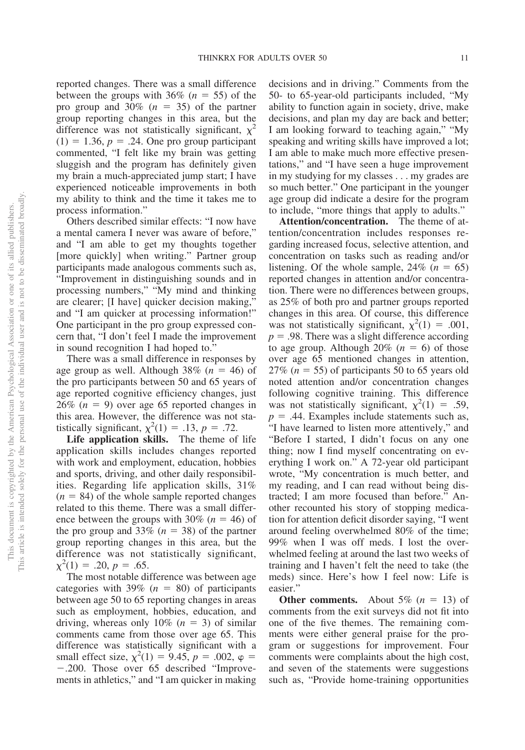reported changes. There was a small difference between the groups with 36% ($n$ = 55) of the pro group and 30% ($n$ = 35) of the partner group reporting changes in this area, but the difference was not statistically significant, $\chi^2(1) = 1.36$, $p = .24$. One pro group participant commented, "I felt like my brain was getting sluggish and the program has definitely given my brain a much-appreciated jump start; I have experienced noticeable improvements in both my ability to think and the time it takes me to process information."

Others described similar effects: "I now have a mental camera I never was aware of before," and "I am able to get my thoughts together [more quickly] when writing." Partner group participants made analogous comments such as, "Improvement in distinguishing sounds and in processing numbers," "My mind and thinking are clearer; [I have] quicker decision making," and "I am quicker at processing information!" One participant in the pro group expressed concern that, "I don't feel I made the improvement in sound recognition I had hoped to."

There was a small difference in responses by age group as well. Although 38% ($n$ = 46) of the pro participants between 50 and 65 years of age reported cognitive efficiency changes, just 26% ($n$ = 9) over age 65 reported changes in this area. However, the difference was not statistically significant, $\chi^2(1) = .13$, $p = .72$.

**Life application skills.** The theme of life application skills includes changes reported with work and employment, education, hobbies and sports, driving, and other daily responsibilities. Regarding life application skills, 31% ($n$ = 84) of the whole sample reported changes related to this theme. There was a small difference between the groups with 30% ($n$ = 46) of the pro group and 33% ($n$ = 38) of the partner group reporting changes in this area, but the difference was not statistically significant, $\chi^2(1) = .20$, $p = .65$.

The most notable difference was between age categories with 39% ($n$ = 80) of participants between age 50 to 65 reporting changes in areas such as employment, hobbies, education, and driving, whereas only 10% ($n$ = 3) of similar comments came from those over age 65. This difference was statistically significant with a small effect size, $\chi^2(1) = 9.45$, $p = .002$, $\varphi = -.200$. Those over 65 described "Improvements in athletics," and "I am quicker in making decisions and in driving." Comments from the 50- to 65-year-old participants included, "My ability to function again in society, drive, make decisions, and plan my day are back and better; I am looking forward to teaching again," "My speaking and writing skills have improved a lot; I am able to make much more effective presentations," and "I have seen a huge improvement in my studying for my classes . . . my grades are so much better." One participant in the younger age group did indicate a desire for the program to include, "more things that apply to adults."

**Attention/concentration.** The theme of attention/concentration includes responses regarding increased focus, selective attention, and concentration on tasks such as reading and/or listening. Of the whole sample, 24% ($n$ = 65) reported changes in attention and/or concentration. There were no differences between groups, as 25% of both pro and partner groups reported changes in this area. Of course, this difference was not statistically significant, $\chi^2(1) = .001$, $p = .98$. There was a slight difference according to age group. Although 20% ($n$ = 6) of those over age 65 mentioned changes in attention, 27% ($n$ = 55) of participants 50 to 65 years old noted attention and/or concentration changes following cognitive training. This difference was not statistically significant, $\chi^2(1) = .59$, $p = .44$. Examples include statements such as, "I have learned to listen more attentively," and "Before I started, I didn't focus on any one thing; now I find myself concentrating on everything I work on." A 72-year old participant wrote, "My concentration is much better, and my reading, and I can read without being distracted; I am more focused than before." Another recounted his story of stopping medication for attention deficit disorder saying, "I went around feeling overwhelmed 80% of the time; 99% when I was off meds. I lost the overwhelmed feeling at around the last two weeks of training and I haven't felt the need to take (the meds) since. Here's how I feel now: Life is easier."

**Other comments.** About 5% ($n$ = 13) of comments from the exit surveys did not fit into one of the five themes. The remaining comments were either general praise for the program or suggestions for improvement. Four comments were complaints about the high cost, and seven of the statements were suggestions such as, "Provide home-training opportunities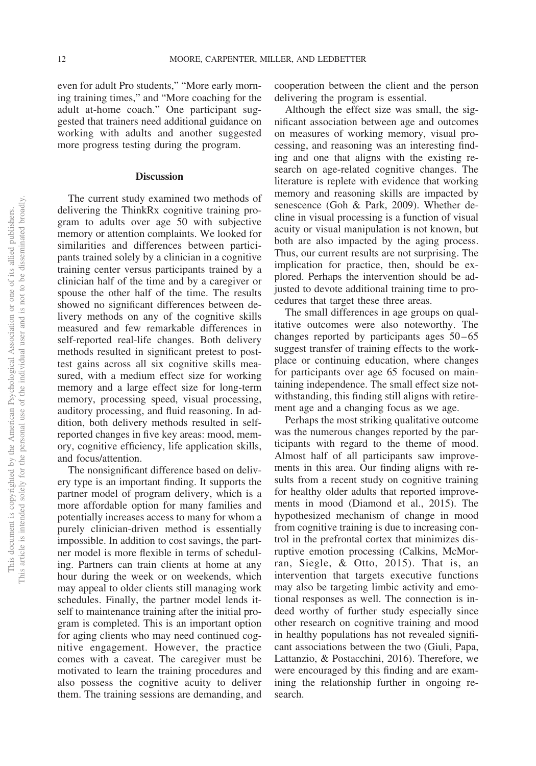even for adult Pro students," "More early morning training times," and "More coaching for the adult at-home coach." One participant suggested that trainers need additional guidance on working with adults and another suggested more progress testing during the program.

## Discussion

The current study examined two methods of delivering the ThinkRx cognitive training program to adults over age 50 with subjective memory or attention complaints. We looked for similarities and differences between participants trained solely by a clinician in a cognitive training center versus participants trained by a clinician half of the time and by a caregiver or spouse the other half of the time. The results showed no significant differences between delivery methods on any of the cognitive skills measured and few remarkable differences in self-reported real-life changes. Both delivery methods resulted in significant pretest to posttest gains across all six cognitive skills measured, with a medium effect size for working memory and a large effect size for long-term memory, processing speed, visual processing, auditory processing, and fluid reasoning. In addition, both delivery methods resulted in self-reported changes in five key areas: mood, memory, cognitive efficiency, life application skills, and focus/attention.

The nonsignificant difference based on delivery type is an important finding. It supports the partner model of program delivery, which is a more affordable option for many families and potentially increases access to many for whom a purely clinician-driven method is essentially impossible. In addition to cost savings, the partner model is more flexible in terms of scheduling. Partners can train clients at home at any hour during the week or on weekends, which may appeal to older clients still managing work schedules. Finally, the partner model lends itself to maintenance training after the initial program is completed. This is an important option for aging clients who may need continued cognitive engagement. However, the practice comes with a caveat. The caregiver must be motivated to learn the training procedures and also possess the cognitive acuity to deliver them. The training sessions are demanding, and cooperation between the client and the person delivering the program is essential.

Although the effect size was small, the significant association between age and outcomes on measures of working memory, visual processing, and reasoning was an interesting finding and one that aligns with the existing research on age-related cognitive changes. The literature is replete with evidence that working memory and reasoning skills are impacted by senescence (Goh & Park, 2009). Whether decline in visual processing is a function of visual acuity or visual manipulation is not known, but both are also impacted by the aging process. Thus, our current results are not surprising. The implication for practice, then, should be explored. Perhaps the intervention should be adjusted to devote additional training time to procedures that target these three areas.

The small differences in age groups on qualitative outcomes were also noteworthy. The changes reported by participants ages 50–65 suggest transfer of training effects to the workplace or continuing education, where changes for participants over age 65 focused on maintaining independence. The small effect size notwithstanding, this finding still aligns with retirement age and a changing focus as we age.

Perhaps the most striking qualitative outcome was the numerous changes reported by the participants with regard to the theme of mood. Almost half of all participants saw improvements in this area. Our finding aligns with results from a recent study on cognitive training for healthy older adults that reported improvements in mood (Diamond et al., 2015). The hypothesized mechanism of change in mood from cognitive training is due to increasing control in the prefrontal cortex that minimizes disruptive emotion processing (Calkins, McMorran, Siegle, & Otto, 2015). That is, an intervention that targets executive functions may also be targeting limbic activity and emotional responses as well. The connection is indeed worthy of further study especially since other research on cognitive training and mood in healthy populations has not revealed significant associations between the two (Giuli, Papa, Lattanzio, & Postacchini, 2016). Therefore, we were encouraged by this finding and are examining the relationship further in ongoing research.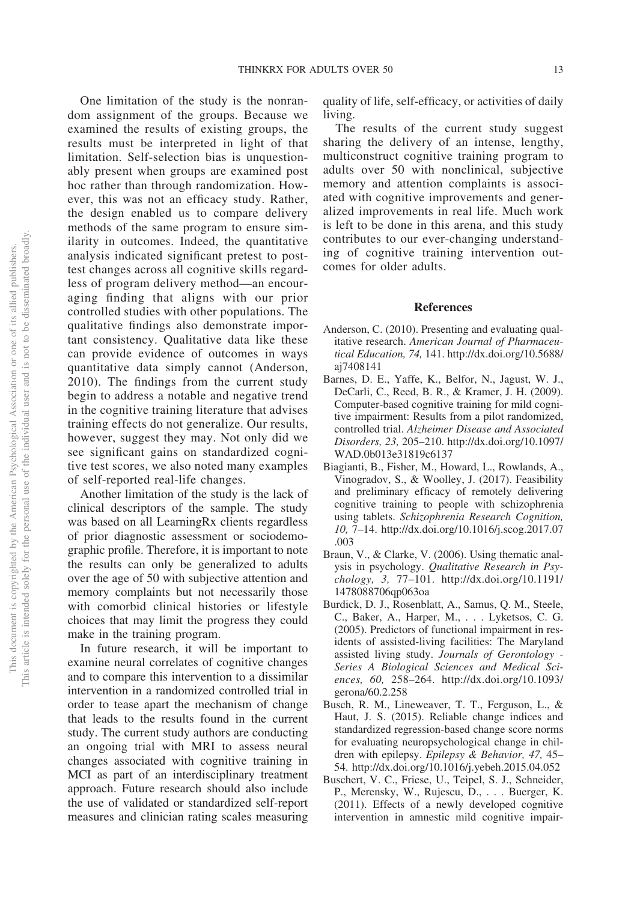One limitation of the study is the nonrandom assignment of the groups. Because we examined the results of existing groups, the results must be interpreted in light of that limitation. Self-selection bias is unquestionably present when groups are examined post hoc rather than through randomization. However, this was not an efficacy study. Rather, the design enabled us to compare delivery methods of the same program to ensure similarity in outcomes. Indeed, the quantitative analysis indicated significant pretest to posttest changes across all cognitive skills regardless of program delivery method—an encouraging finding that aligns with our prior controlled studies with other populations. The qualitative findings also demonstrate important consistency. Qualitative data like these can provide evidence of outcomes in ways quantitative data simply cannot (Anderson, 2010). The findings from the current study begin to address a notable and negative trend in the cognitive training literature that advises training effects do not generalize. Our results, however, suggest they may. Not only did we see significant gains on standardized cognitive test scores, we also noted many examples of self-reported real-life changes.

Another limitation of the study is the lack of clinical descriptors of the sample. The study was based on all LearningRx clients regardless of prior diagnostic assessment or sociodemographic profile. Therefore, it is important to note the results can only be generalized to adults over the age of 50 with subjective attention and memory complaints but not necessarily those with comorbid clinical histories or lifestyle choices that may limit the progress they could make in the training program.

In future research, it will be important to examine neural correlates of cognitive changes and to compare this intervention to a dissimilar intervention in a randomized controlled trial in order to tease apart the mechanism of change that leads to the results found in the current study. The current study authors are conducting an ongoing trial with MRI to assess neural changes associated with cognitive training in MCI as part of an interdisciplinary treatment approach. Future research should also include the use of validated or standardized self-report measures and clinician rating scales measuring quality of life, self-efficacy, or activities of daily living.

The results of the current study suggest sharing the delivery of an intense, lengthy, multiconstruct cognitive training program to adults over 50 with nonclinical, subjective memory and attention complaints is associated with cognitive improvements and generalized improvements in real life. Much work is left to be done in this arena, and this study contributes to our ever-changing understanding of cognitive training intervention outcomes for older adults.

## References

Anderson, C. (2010). Presenting and evaluating qualitative research. *American Journal of Pharmaceutical Education, 74,* 141. http://dx.doi.org/10.5688/aj7408141

Barnes, D. E., Yaffe, K., Belfor, N., Jagust, W. J., DeCarli, C., Reed, B. R., & Kramer, J. H. (2009). Computer-based cognitive training for mild cognitive impairment: Results from a pilot randomized, controlled trial. *Alzheimer Disease and Associated Disorders, 23,* 205–210. http://dx.doi.org/10.1097/WAD.0b013e31819c6137

Biagianti, B., Fisher, M., Howard, L., Rowlands, A., Vinogradov, S., & Woolley, J. (2017). Feasibility and preliminary efficacy of remotely delivering cognitive training to people with schizophrenia using tablets. *Schizophrenia Research Cognition, 10,* 7–14. http://dx.doi.org/10.1016/j.scog.2017.07.003

Braun, V., & Clarke, V. (2006). Using thematic analysis in psychology. *Qualitative Research in Psychology, 3,* 77–101. http://dx.doi.org/10.1191/1478088706qp063oa

Burdick, D. J., Rosenblatt, A., Samus, Q. M., Steele, C., Baker, A., Harper, M., . . . Lyketsos, C. G. (2005). Predictors of functional impairment in residents of assisted-living facilities: The Maryland assisted living study. *Journals of Gerontology - Series A Biological Sciences and Medical Sciences, 60,* 258–264. http://dx.doi.org/10.1093/gerona/60.2.258

Busch, R. M., Lineweaver, T. T., Ferguson, L., & Haut, J. S. (2015). Reliable change indices and standardized regression-based change score norms for evaluating neuropsychological change in children with epilepsy. *Epilepsy & Behavior, 47,* 45–54. http://dx.doi.org/10.1016/j.yebeh.2015.04.052

Buschert, V. C., Friese, U., Teipel, S. J., Schneider, P., Merensky, W., Rujescu, D., . . . Buerger, K. (2011). Effects of a newly developed cognitive intervention in amnestic mild cognitive impair-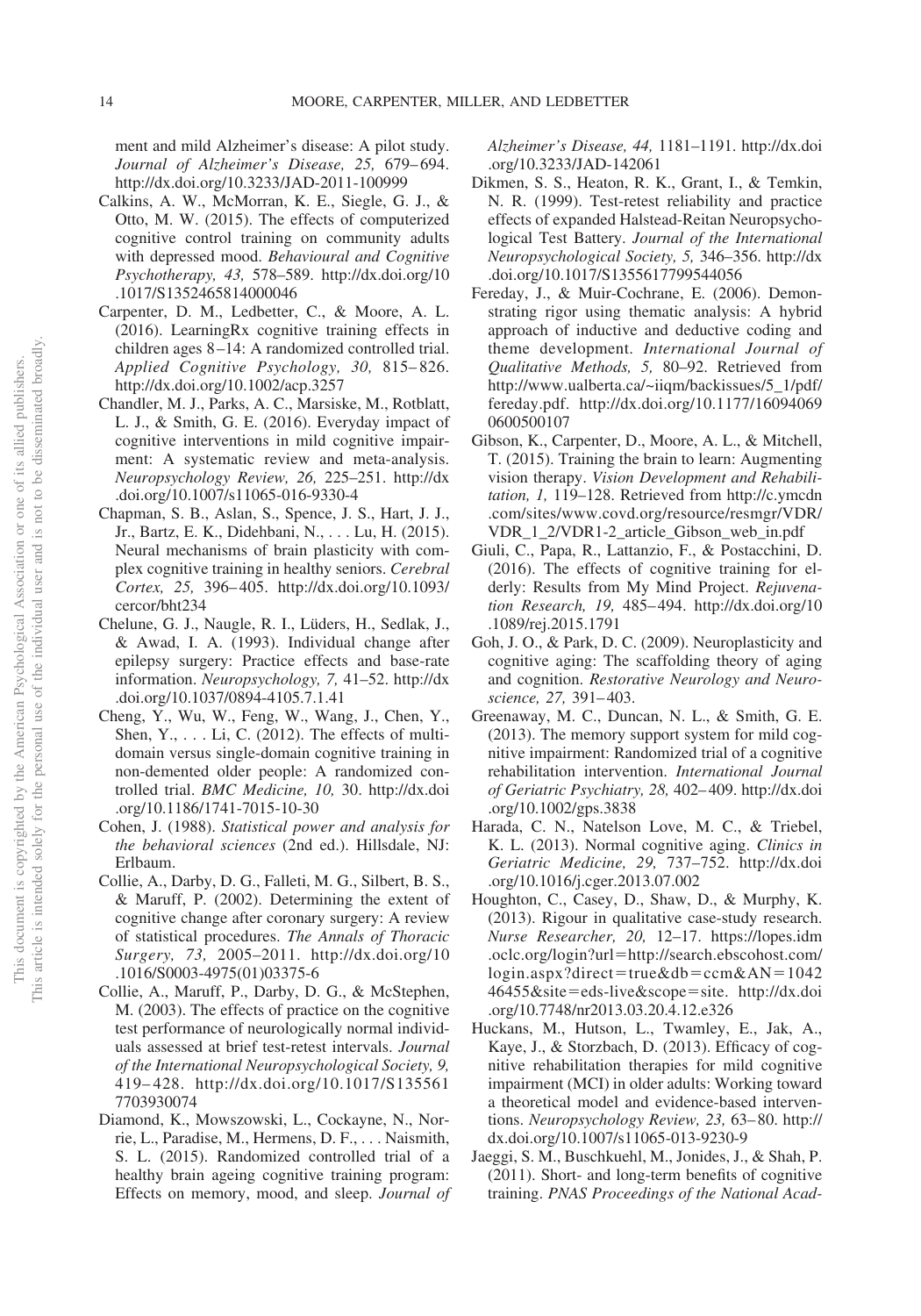ment and mild Alzheimer's disease: A pilot study. *Journal of Alzheimer's Disease, 25,* 679–694. http://dx.doi.org/10.3233/JAD-2011-100999

Calkins, A. W., McMorran, K. E., Siegle, G. J., & Otto, M. W. (2015). The effects of computerized cognitive control training on community adults with depressed mood. *Behavioural and Cognitive Psychotherapy, 43,* 578–589. http://dx.doi.org/10.1017/S1352465814000046

Carpenter, D. M., Ledbetter, C., & Moore, A. L. (2016). LearningRx cognitive training effects in children ages 8–14: A randomized controlled trial. *Applied Cognitive Psychology, 30,* 815–826. http://dx.doi.org/10.1002/acp.3257

Chandler, M. J., Parks, A. C., Marsiske, M., Rotblatt, L. J., & Smith, G. E. (2016). Everyday impact of cognitive interventions in mild cognitive impairment: A systematic review and meta-analysis. *Neuropsychology Review, 26,* 225–251. http://dx.doi.org/10.1007/s11065-016-9330-4

Chapman, S. B., Aslan, S., Spence, J. S., Hart, J. J., Jr., Bartz, E. K., Didehbani, N., . . . Lu, H. (2015). Neural mechanisms of brain plasticity with complex cognitive training in healthy seniors. *Cerebral Cortex, 25,* 396–405. http://dx.doi.org/10.1093/cercor/bht234

Chelune, G. J., Naugle, R. I., Lüders, H., Sedlak, J., & Awad, I. A. (1993). Individual change after epilepsy surgery: Practice effects and base-rate information. *Neuropsychology, 7,* 41–52. http://dx.doi.org/10.1037/0894-4105.7.1.41

Cheng, Y., Wu, W., Feng, W., Wang, J., Chen, Y., Shen, Y., . . . Li, C. (2012). The effects of multi-domain versus single-domain cognitive training in non-demented older people: A randomized controlled trial. *BMC Medicine, 10,* 30. http://dx.doi.org/10.1186/1741-7015-10-30

Cohen, J. (1988). *Statistical power and analysis for the behavioral sciences* (2nd ed.). Hillsdale, NJ: Erlbaum.

Collie, A., Darby, D. G., Falleti, M. G., Silbert, B. S., & Maruff, P. (2002). Determining the extent of cognitive change after coronary surgery: A review of statistical procedures. *The Annals of Thoracic Surgery, 73,* 2005–2011. http://dx.doi.org/10.1016/S0003-4975(01)03375-6

Collie, A., Maruff, P., Darby, D. G., & McStephen, M. (2003). The effects of practice on the cognitive test performance of neurologically normal individuals assessed at brief test-retest intervals. *Journal of the International Neuropsychological Society, 9,* 419–428. http://dx.doi.org/10.1017/S1355617703930074

Diamond, K., Mowszowski, L., Cockayne, N., Norrie, L., Paradise, M., Hermens, D. F., . . . Naismith, S. L. (2015). Randomized controlled trial of a healthy brain ageing cognitive training program: Effects on memory, mood, and sleep. *Journal of Alzheimer's Disease, 44,* 1181–1191. http://dx.doi.org/10.3233/JAD-142061

Dikmen, S. S., Heaton, R. K., Grant, I., & Temkin, N. R. (1999). Test-retest reliability and practice effects of expanded Halstead-Reitan Neuropsychological Test Battery. *Journal of the International Neuropsychological Society, 5,* 346–356. http://dx.doi.org/10.1017/S1355617799544056

Fereday, J., & Muir-Cochrane, E. (2006). Demonstrating rigor using thematic analysis: A hybrid approach of inductive and deductive coding and theme development. *International Journal of Qualitative Methods, 5,* 80–92. Retrieved from http://www.ualberta.ca/~iiqm/backissues/5_1/pdf/fereday.pdf. http://dx.doi.org/10.1177/160940690600500107

Gibson, K., Carpenter, D., Moore, A. L., & Mitchell, T. (2015). Training the brain to learn: Augmenting vision therapy. *Vision Development and Rehabilitation, 1,* 119–128. Retrieved from http://c.ymcdn.com/sites/www.covd.org/resource/resmgr/VDR/VDR_1_2/VDR1-2_article_Gibson_web_in.pdf

Giuli, C., Papa, R., Lattanzio, F., & Postacchini, D. (2016). The effects of cognitive training for elderly: Results from My Mind Project. *Rejuvenation Research, 19,* 485–494. http://dx.doi.org/10.1089/rej.2015.1791

Goh, J. O., & Park, D. C. (2009). Neuroplasticity and cognitive aging: The scaffolding theory of aging and cognition. *Restorative Neurology and Neuroscience, 27,* 391–403.

Greenaway, M. C., Duncan, N. L., & Smith, G. E. (2013). The memory support system for mild cognitive impairment: Randomized trial of a cognitive rehabilitation intervention. *International Journal of Geriatric Psychiatry, 28,* 402–409. http://dx.doi.org/10.1002/gps.3838

Harada, C. N., Natelson Love, M. C., & Triebel, K. L. (2013). Normal cognitive aging. *Clinics in Geriatric Medicine, 29,* 737–752. http://dx.doi.org/10.1016/j.cger.2013.07.002

Houghton, C., Casey, D., Shaw, D., & Murphy, K. (2013). Rigour in qualitative case-study research. *Nurse Researcher, 20,* 12–17. https://lopes.idm.oclc.org/login?url=http://search.ebscohost.com/login.aspx?direct=true&db=ccm&AN=104246455&site=eds-live&scope=site. http://dx.doi.org/10.7748/nr2013.03.20.4.12.e326

Huckans, M., Hutson, L., Twamley, E., Jak, A., Kaye, J., & Storzbach, D. (2013). Efficacy of cognitive rehabilitation therapies for mild cognitive impairment (MCI) in older adults: Working toward a theoretical model and evidence-based interventions. *Neuropsychology Review, 23,* 63–80. http://dx.doi.org/10.1007/s11065-013-9230-9

Jaeggi, S. M., Buschkuehl, M., Jonides, J., & Shah, P. (2011). Short- and long-term benefits of cognitive training. *PNAS Proceedings of the National Acad-*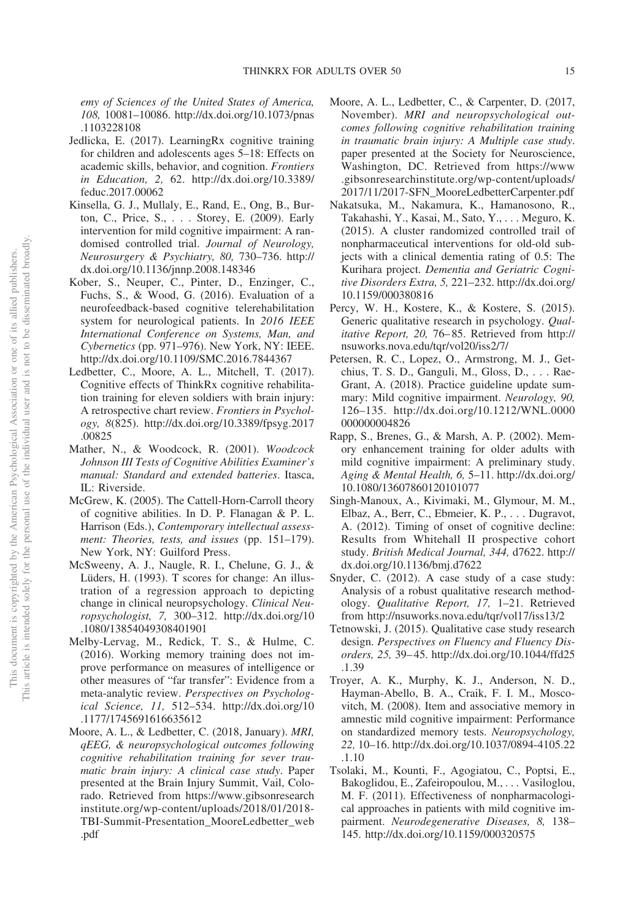*emy of Sciences of the United States of America, 108,* 10081–10086. http://dx.doi.org/10.1073/pnas.1103228108

Jedlicka, E. (2017). LearningRx cognitive training for children and adolescents ages 5–18: Effects on academic skills, behavior, and cognition. *Frontiers in Education, 2,* 62. http://dx.doi.org/10.3389/feduc.2017.00062

Kinsella, G. J., Mullaly, E., Rand, E., Ong, B., Burton, C., Price, S., . . . Storey, E. (2009). Early intervention for mild cognitive impairment: A randomised controlled trial. *Journal of Neurology, Neurosurgery & Psychiatry, 80,* 730–736. http://dx.doi.org/10.1136/jnnp.2008.148346

Kober, S., Neuper, C., Pinter, D., Enzinger, C., Fuchs, S., & Wood, G. (2016). Evaluation of a neurofeedback-based cognitive telerehabilitation system for neurological patients. In *2016 IEEE International Conference on Systems, Man, and Cybernetics* (pp. 971–976). New York, NY: IEEE. http://dx.doi.org/10.1109/SMC.2016.7844367

Ledbetter, C., Moore, A. L., Mitchell, T. (2017). Cognitive effects of ThinkRx cognitive rehabilitation training for eleven soldiers with brain injury: A retrospective chart review. *Frontiers in Psychology, 8*(825). http://dx.doi.org/10.3389/fpsyg.2017.00825

Mather, N., & Woodcock, R. (2001). *Woodcock Johnson III Tests of Cognitive Abilities Examiner's manual: Standard and extended batteries*. Itasca, IL: Riverside.

McGrew, K. (2005). The Cattell-Horn-Carroll theory of cognitive abilities. In D. P. Flanagan & P. L. Harrison (Eds.), *Contemporary intellectual assessment: Theories, tests, and issues* (pp. 151–179). New York, NY: Guilford Press.

McSweeny, A. J., Naugle, R. I., Chelune, G. J., & Lüders, H. (1993). T scores for change: An illustration of a regression approach to depicting change in clinical neuropsychology. *Clinical Neuropsychologist, 7,* 300–312. http://dx.doi.org/10.1080/13854049308401901

Melby-Lervag, M., Redick, T. S., & Hulme, C. (2016). Working memory training does not improve performance on measures of intelligence or other measures of "far transfer": Evidence from a meta-analytic review. *Perspectives on Psychological Science, 11,* 512–534. http://dx.doi.org/10.1177/1745691616635612

Moore, A. L., & Ledbetter, C. (2018, January). *MRI, qEEG, & neuropsychological outcomes following cognitive rehabilitation training for sever traumatic brain injury: A clinical case study*. Paper presented at the Brain Injury Summit, Vail, Colorado. Retrieved from https://www.gibsonresearchinstitute.org/wp-content/uploads/2018/01/2018-TBI-Summit-Presentation_MooreLedbetter_web.pdf

Moore, A. L., Ledbetter, C., & Carpenter, D. (2017, November). *MRI and neuropsychological outcomes following cognitive rehabilitation training in traumatic brain injury: A Multiple case study*. paper presented at the Society for Neuroscience, Washington, DC. Retrieved from https://www.gibsonresearchinstitute.org/wp-content/uploads/2017/11/2017-SFN_MooreLedbetterCarpenter.pdf

Nakatsuka, M., Nakamura, K., Hamanosono, R., Takahashi, Y., Kasai, M., Sato, Y., . . . Meguro, K. (2015). A cluster randomized controlled trail of nonpharmaceutical interventions for old-old subjects with a clinical dementia rating of 0.5: The Kurihara project. *Dementia and Geriatric Cognitive Disorders Extra, 5,* 221–232. http://dx.doi.org/10.1159/000380816

Percy, W. H., Kostere, K., & Kostere, S. (2015). Generic qualitative research in psychology. *Qualitative Report, 20,* 76–85. Retrieved from http://nsuworks.nova.edu/tqr/vol20/iss2/7/

Petersen, R. C., Lopez, O., Armstrong, M. J., Getchius, T. S. D., Ganguli, M., Gloss, D., . . . Rae-Grant, A. (2018). Practice guideline update summary: Mild cognitive impairment. *Neurology, 90,* 126–135. http://dx.doi.org/10.1212/WNL.0000000000004826

Rapp, S., Brenes, G., & Marsh, A. P. (2002). Memory enhancement training for older adults with mild cognitive impairment: A preliminary study. *Aging & Mental Health, 6,* 5–11. http://dx.doi.org/10.1080/13607860120101077

Singh-Manoux, A., Kivimaki, M., Glymour, M. M., Elbaz, A., Berr, C., Ebmeier, K. P., . . . Dugravot, A. (2012). Timing of onset of cognitive decline: Results from Whitehall II prospective cohort study. *British Medical Journal, 344,* d7622. http://dx.doi.org/10.1136/bmj.d7622

Snyder, C. (2012). A case study of a case study: Analysis of a robust qualitative research methodology. *Qualitative Report, 17,* 1–21. Retrieved from http://nsuworks.nova.edu/tqr/vol17/iss13/2

Tetnowski, J. (2015). Qualitative case study research design. *Perspectives on Fluency and Fluency Disorders, 25,* 39–45. http://dx.doi.org/10.1044/ffd25.1.39

Troyer, A. K., Murphy, K. J., Anderson, N. D., Hayman-Abello, B. A., Craik, F. I. M., Moscovitch, M. (2008). Item and associative memory in amnestic mild cognitive impairment: Performance on standardized memory tests. *Neuropsychology, 22,* 10–16. http://dx.doi.org/10.1037/0894-4105.22.1.10

Tsolaki, M., Kounti, F., Agogiatou, C., Poptsi, E., Bakoglidou, E., Zafeiropoulou, M., . . . Vasiloglou, M. F. (2011). Effectiveness of nonpharmacological approaches in patients with mild cognitive impairment. *Neurodegenerative Diseases, 8,* 138–145. http://dx.doi.org/10.1159/000320575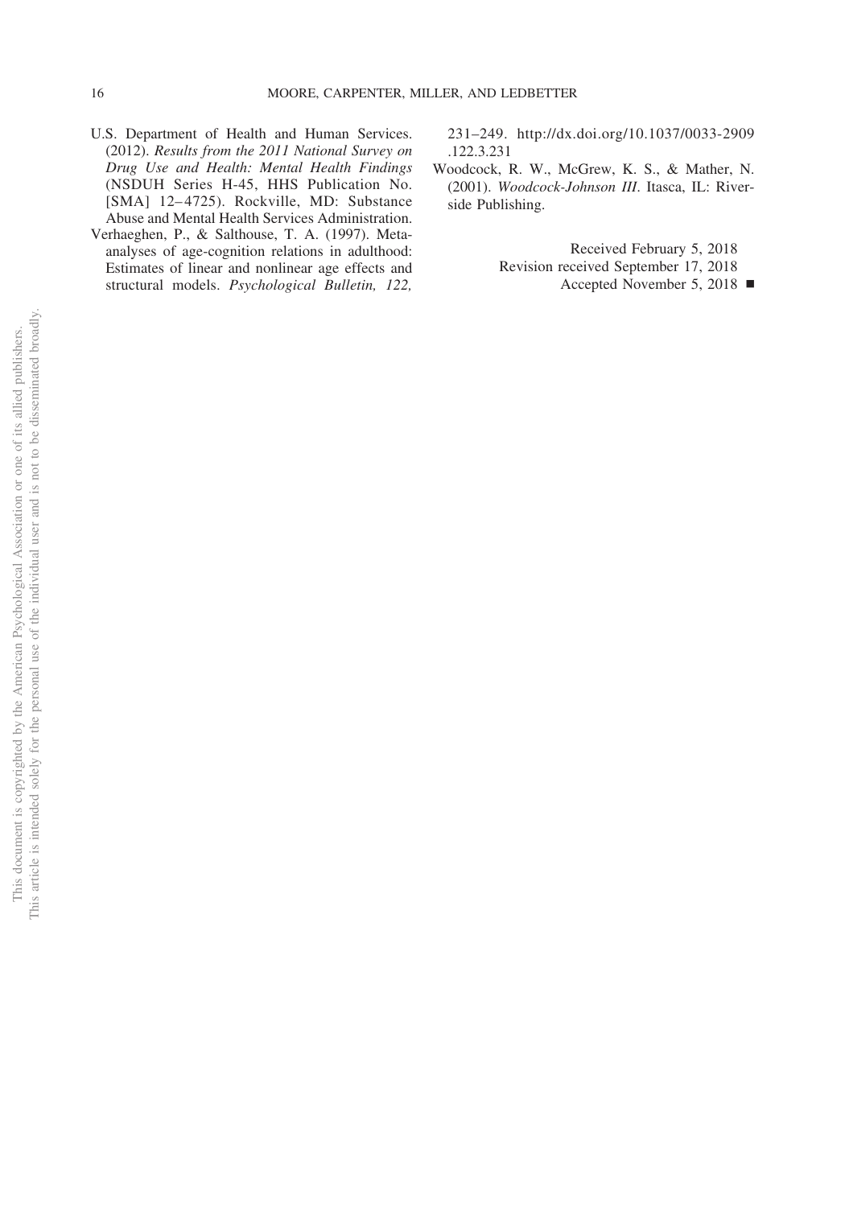U.S. Department of Health and Human Services. (2012). *Results from the 2011 National Survey on Drug Use and Health: Mental Health Findings* (NSDUH Series H-45, HHS Publication No. [SMA] 12–4725). Rockville, MD: Substance Abuse and Mental Health Services Administration.

Verhaeghen, P., & Salthouse, T. A. (1997). Meta-analyses of age-cognition relations in adulthood: Estimates of linear and nonlinear age effects and structural models. *Psychological Bulletin, 122,* 231–249. http://dx.doi.org/10.1037/0033-2909.122.3.231

Woodcock, R. W., McGrew, K. S., & Mather, N. (2001). *Woodcock-Johnson III*. Itasca, IL: Riverside Publishing.

Received February 5, 2018
Revision received September 17, 2018
Accepted November 5, 2018 ■